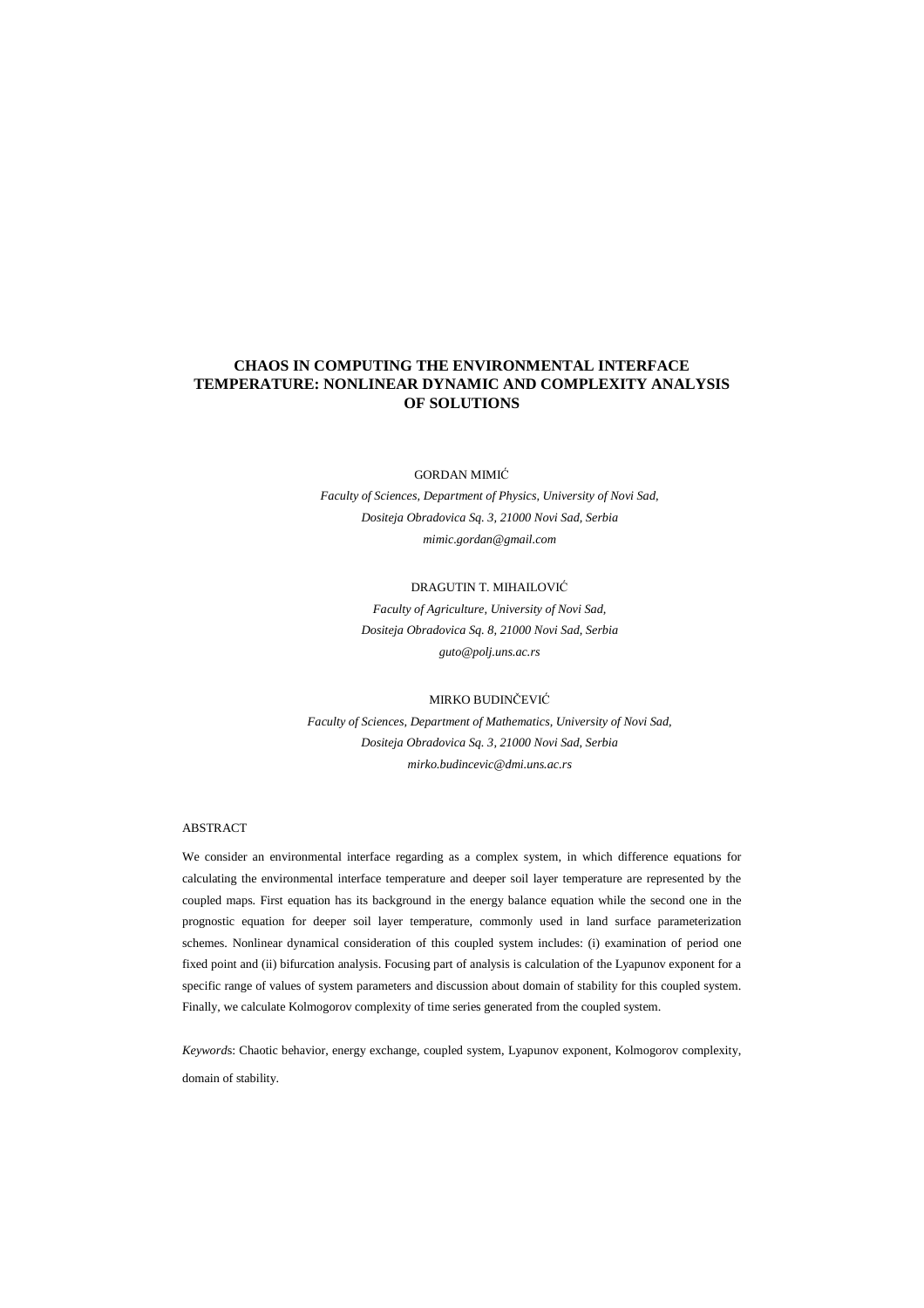# CHAOS IN COMPUTING THE ENVIRONMENTAL INTERFACE TEMPERATURE: NONLINEAR DYNAMIC AND COMPLEXITY ANALYSIS OF SOLUTIONS

GORDAN MIMIĆ

*Faculty of Sciences, Department of Physics, University of Novi Sad,*
*Dositeja Obradovica Sq. 3, 21000 Novi Sad, Serbia*
*mimic.gordan@gmail.com*

DRAGUTIN T. MIHAILOVIĆ

*Faculty of Agriculture, University of Novi Sad,*
*Dositeja Obradovica Sq. 8, 21000 Novi Sad, Serbia*
*guto@polj.uns.ac.rs*

MIRKO BUDINČEVIĆ

*Faculty of Sciences, Department of Mathematics, University of Novi Sad,*
*Dositeja Obradovica Sq. 3, 21000 Novi Sad, Serbia*
*mirko.budincevic@dmi.uns.ac.rs*

ABSTRACT

We consider an environmental interface regarding as a complex system, in which difference equations for calculating the environmental interface temperature and deeper soil layer temperature are represented by the coupled maps. First equation has its background in the energy balance equation while the second one in the prognostic equation for deeper soil layer temperature, commonly used in land surface parameterization schemes. Nonlinear dynamical consideration of this coupled system includes: (i) examination of period one fixed point and (ii) bifurcation analysis. Focusing part of analysis is calculation of the Lyapunov exponent for a specific range of values of system parameters and discussion about domain of stability for this coupled system. Finally, we calculate Kolmogorov complexity of time series generated from the coupled system.

*Keywords*: Chaotic behavior, energy exchange, coupled system, Lyapunov exponent, Kolmogorov complexity, domain of stability.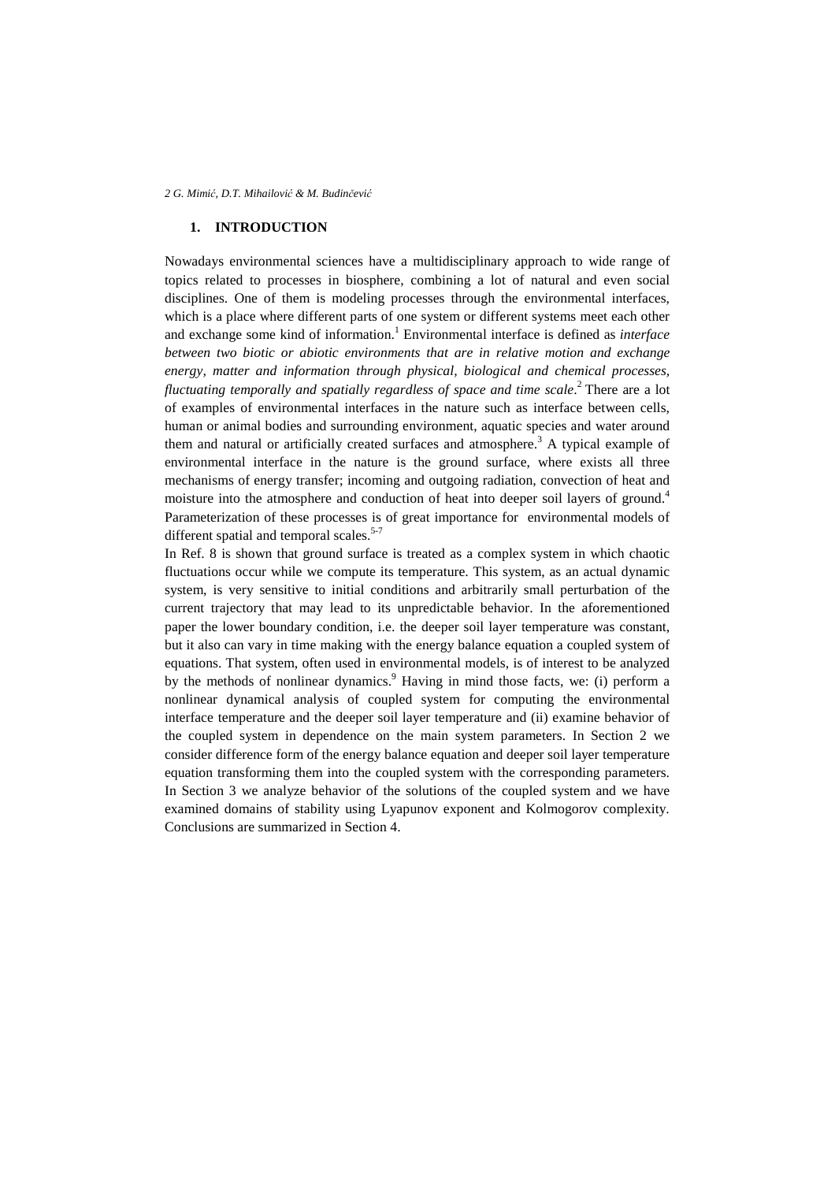## 1. INTRODUCTION

Nowadays environmental sciences have a multidisciplinary approach to wide range of topics related to processes in biosphere, combining a lot of natural and even social disciplines. One of them is modeling processes through the environmental interfaces, which is a place where different parts of one system or different systems meet each other and exchange some kind of information.[1] Environmental interface is defined as *interface between two biotic or abiotic environments that are in relative motion and exchange energy, matter and information through physical, biological and chemical processes, fluctuating temporally and spatially regardless of space and time scale*.[2] There are a lot of examples of environmental interfaces in the nature such as interface between cells, human or animal bodies and surrounding environment, aquatic species and water around them and natural or artificially created surfaces and atmosphere.[3] A typical example of environmental interface in the nature is the ground surface, where exists all three mechanisms of energy transfer; incoming and outgoing radiation, convection of heat and moisture into the atmosphere and conduction of heat into deeper soil layers of ground.[4] Parameterization of these processes is of great importance for environmental models of different spatial and temporal scales.[5-7]

In Ref. 8 is shown that ground surface is treated as a complex system in which chaotic fluctuations occur while we compute its temperature. This system, as an actual dynamic system, is very sensitive to initial conditions and arbitrarily small perturbation of the current trajectory that may lead to its unpredictable behavior. In the aforementioned paper the lower boundary condition, i.e. the deeper soil layer temperature was constant, but it also can vary in time making with the energy balance equation a coupled system of equations. That system, often used in environmental models, is of interest to be analyzed by the methods of nonlinear dynamics.[9] Having in mind those facts, we: (i) perform a nonlinear dynamical analysis of coupled system for computing the environmental interface temperature and the deeper soil layer temperature and (ii) examine behavior of the coupled system in dependence on the main system parameters. In Section 2 we consider difference form of the energy balance equation and deeper soil layer temperature equation transforming them into the coupled system with the corresponding parameters. In Section 3 we analyze behavior of the solutions of the coupled system and we have examined domains of stability using Lyapunov exponent and Kolmogorov complexity. Conclusions are summarized in Section 4.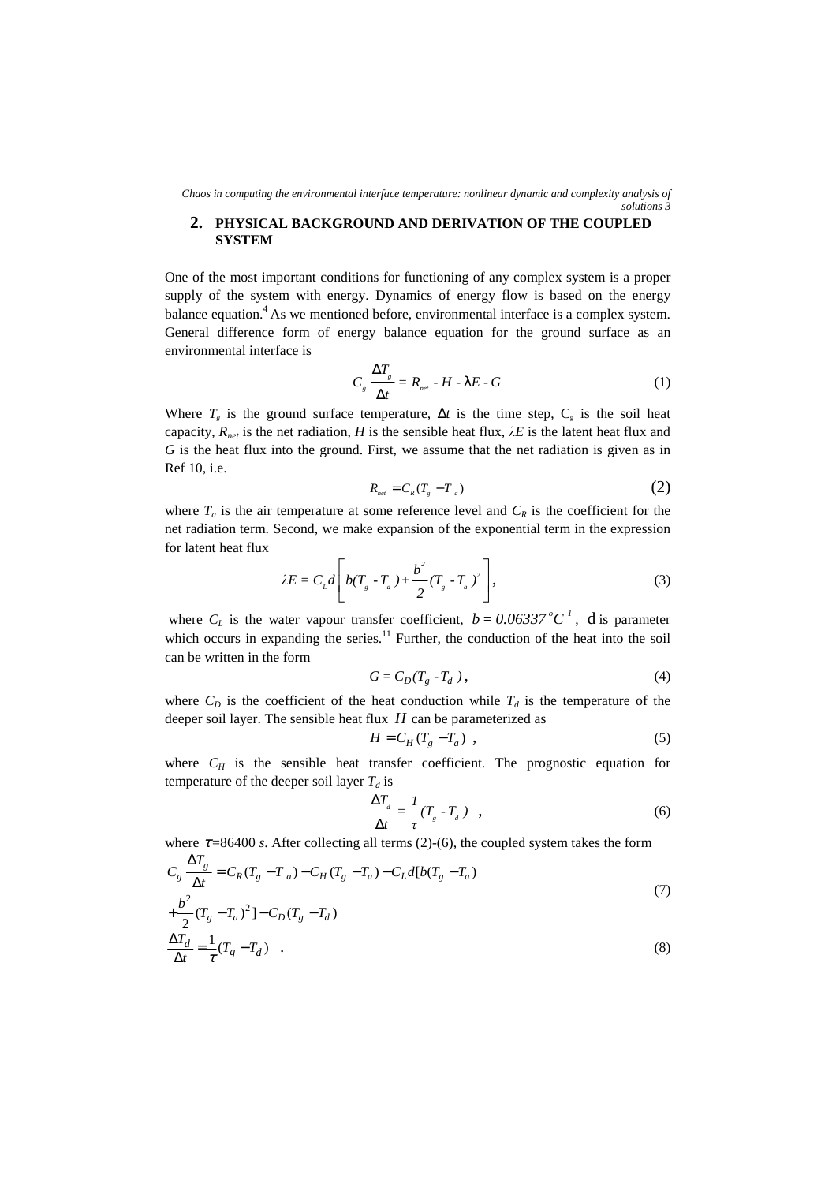## 2. PHYSICAL BACKGROUND AND DERIVATION OF THE COUPLED SYSTEM

One of the most important conditions for functioning of any complex system is a proper supply of the system with energy. Dynamics of energy flow is based on the energy balance equation.[4] As we mentioned before, environmental interface is a complex system. General difference form of energy balance equation for the ground surface as an environmental interface is

$$C_g \frac{\Delta T_g}{\Delta t} = R_{net} - H - \lambda E - G \tag{1}$$

Where $T_g$ is the ground surface temperature, $\Delta t$ is the time step, $C_g$ is the soil heat capacity, $R_{net}$ is the net radiation, $H$ is the sensible heat flux, $\lambda E$ is the latent heat flux and $G$ is the heat flux into the ground. First, we assume that the net radiation is given as in Ref 10, i.e.

$$R_{net} = C_R(T_g - T_a) \tag{2}$$

where $T_a$ is the air temperature at some reference level and $C_R$ is the coefficient for the net radiation term. Second, we make expansion of the exponential term in the expression for latent heat flux

$$\lambda E = C_L d\left[ b(T_g - T_a) + \frac{b^2}{2}(T_g - T_a)^2 \right], \tag{3}$$

where $C_L$ is the water vapour transfer coefficient, $b = 0.06337\,^oC^{-1}$, $d$ is parameter which occurs in expanding the series.[11] Further, the conduction of the heat into the soil can be written in the form

$$G = C_D(T_g - T_d), \tag{4}$$

where $C_D$ is the coefficient of the heat conduction while $T_d$ is the temperature of the deeper soil layer. The sensible heat flux $H$ can be parameterized as

$$H = C_H(T_g - T_a), \tag{5}$$

where $C_H$ is the sensible heat transfer coefficient. The prognostic equation for temperature of the deeper soil layer $T_d$ is

$$\frac{\Delta T_d}{\Delta t} = \frac{1}{\tau}(T_g - T_d), \tag{6}$$

where $\tau$=86400 *s*. After collecting all terms (2)-(6), the coupled system takes the form

$$C_g \frac{\Delta T_g}{\Delta t} = C_R(T_g - T_a) - C_H(T_g - T_a) - C_L d[b(T_g - T_a) + \frac{b^2}{2}(T_g - T_a)^2] - C_D(T_g - T_d) \tag{7}$$

$$\frac{\Delta T_d}{\Delta t} = \frac{1}{\tau}(T_g - T_d) \quad . \tag{8}$$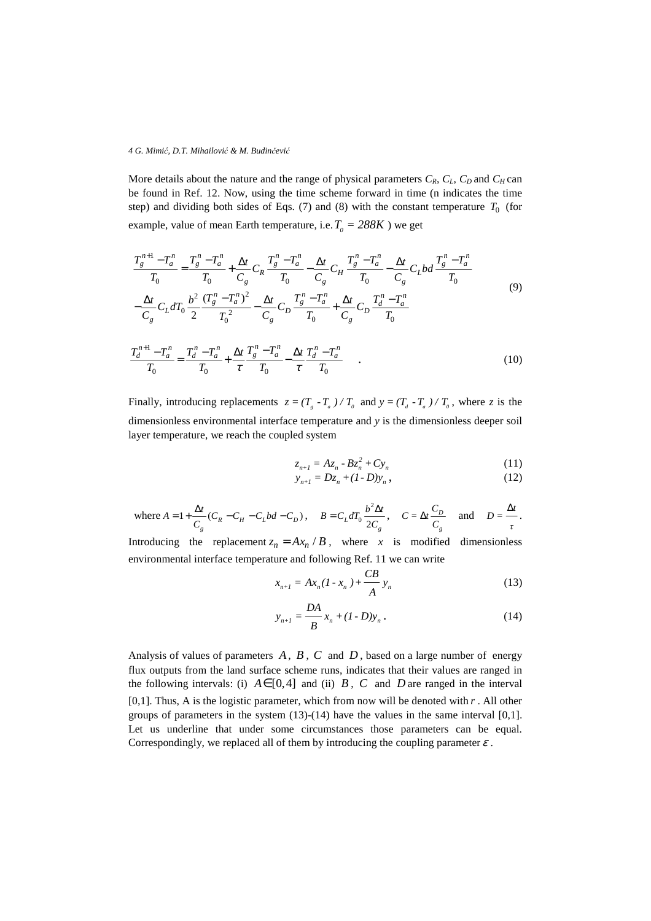More details about the nature and the range of physical parameters $C_R$, $C_L$, $C_D$ and $C_H$ can be found in Ref. 12. Now, using the time scheme forward in time (n indicates the time step) and dividing both sides of Eqs. (7) and (8) with the constant temperature $T_0$ (for example, value of mean Earth temperature, i.e. $T_0 = 288K$ ) we get

$$
\begin{aligned}
\frac{T_g^{n+1} - T_a^n}{T_0} &= \frac{T_g^n - T_a^n}{T_0} + \frac{\Delta t}{C_g} C_R \frac{T_g^n - T_a^n}{T_0} - \frac{\Delta t}{C_g} C_H \frac{T_g^n - T_a^n}{T_0} - \frac{\Delta t}{C_g} C_L bd \frac{T_g^n - T_a^n}{T_0} \\
&- \frac{\Delta t}{C_g} C_L d T_0 \frac{b^2}{2} \frac{(T_g^n - T_a^n)^2}{T_0^2} - \frac{\Delta t}{C_g} C_D \frac{T_g^n - T_a^n}{T_0} + \frac{\Delta t}{C_g} C_D \frac{T_d^n - T_a^n}{T_0}
\end{aligned}
\tag{9}
$$

$$
\frac{T_d^{n+1} - T_a^n}{T_0} = \frac{T_d^n - T_a^n}{T_0} + \frac{\Delta t}{\tau} \frac{T_g^n - T_a^n}{T_0} - \frac{\Delta t}{\tau} \frac{T_d^n - T_a^n}{T_0} \quad . \tag{10}
$$

Finally, introducing replacements $z = (T_g - T_a) / T_0$ and $y = (T_d - T_a) / T_0$, where $z$ is the dimensionless environmental interface temperature and $y$ is the dimensionless deeper soil layer temperature, we reach the coupled system

$$
z_{n+1} = A z_n - B z_n^2 + C y_n \tag{11}
$$

$$
y_{n+1} = D z_n + (1 - D) y_n , \tag{12}
$$

where $A = 1 + \frac{\Delta t}{C_g}(C_R - C_H - C_L bd - C_D)$, $B = C_L d T_0 \frac{b^2 \Delta t}{2 C_g}$, $C = \Delta t \frac{C_D}{C_g}$ and $D = \frac{\Delta t}{\tau}$.

Introducing the replacement $z_n = A x_n / B$, where $x$ is modified dimensionless environmental interface temperature and following Ref. 11 we can write

$$
x_{n+1} = A x_n (1 - x_n) + \frac{CB}{A} y_n \tag{13}
$$

$$
y_{n+1} = \frac{DA}{B} x_n + (1 - D) y_n . \tag{14}
$$

Analysis of values of parameters $A$, $B$, $C$ and $D$, based on a large number of energy flux outputs from the land surface scheme runs, indicates that their values are ranged in the following intervals: (i) $A \in [0,4]$ and (ii) $B$, $C$ and $D$ are ranged in the interval [0,1]. Thus, A is the logistic parameter, which from now will be denoted with $r$. All other groups of parameters in the system (13)-(14) have the values in the same interval [0,1]. Let us underline that under some circumstances those parameters can be equal. Correspondingly, we replaced all of them by introducing the coupling parameter $\varepsilon$.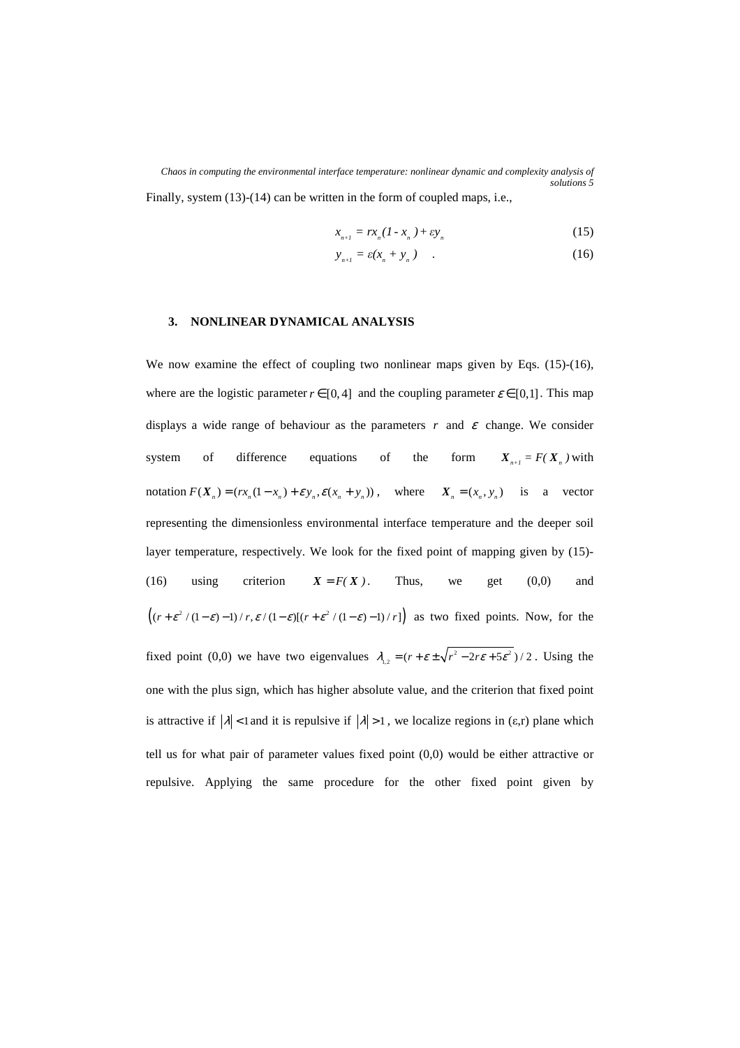Finally, system (13)-(14) can be written in the form of coupled maps, i.e.,

$$x_{n+1} = rx_n(1 - x_n) + \varepsilon y_n \tag{15}$$

$$y_{n+1} = \varepsilon(x_n + y_n) \quad . \tag{16}$$

## 3. NONLINEAR DYNAMICAL ANALYSIS

We now examine the effect of coupling two nonlinear maps given by Eqs. (15)-(16), where are the logistic parameter $r \in [0,4]$ and the coupling parameter $\varepsilon \in [0,1]$. This map displays a wide range of behaviour as the parameters $r$ and $\varepsilon$ change. We consider system of difference equations of the form $\boldsymbol{X}_{n+1} = F(\boldsymbol{X}_n)$ with notation $F(\boldsymbol{X}_n) = (rx_n(1-x_n) + \varepsilon y_n, \varepsilon(x_n + y_n))$, where $\boldsymbol{X}_n = (x_n, y_n)$ is a vector representing the dimensionless environmental interface temperature and the deeper soil layer temperature, respectively. We look for the fixed point of mapping given by (15)-(16) using criterion $\boldsymbol{X} = F(\boldsymbol{X})$. Thus, we get (0,0) and $\left((r+\varepsilon^2/(1-\varepsilon)-1)/r, \varepsilon/(1-\varepsilon)[(r+\varepsilon^2/(1-\varepsilon)-1)/r]\right)$ as two fixed points. Now, for the fixed point (0,0) we have two eigenvalues $\lambda_{1,2} = (r + \varepsilon \pm \sqrt{r^2 - 2r\varepsilon + 5\varepsilon^2})/2$. Using the one with the plus sign, which has higher absolute value, and the criterion that fixed point is attractive if $|\lambda| < 1$ and it is repulsive if $|\lambda| > 1$, we localize regions in $(\varepsilon, r)$ plane which tell us for what pair of parameter values fixed point (0,0) would be either attractive or repulsive. Applying the same procedure for the other fixed point given by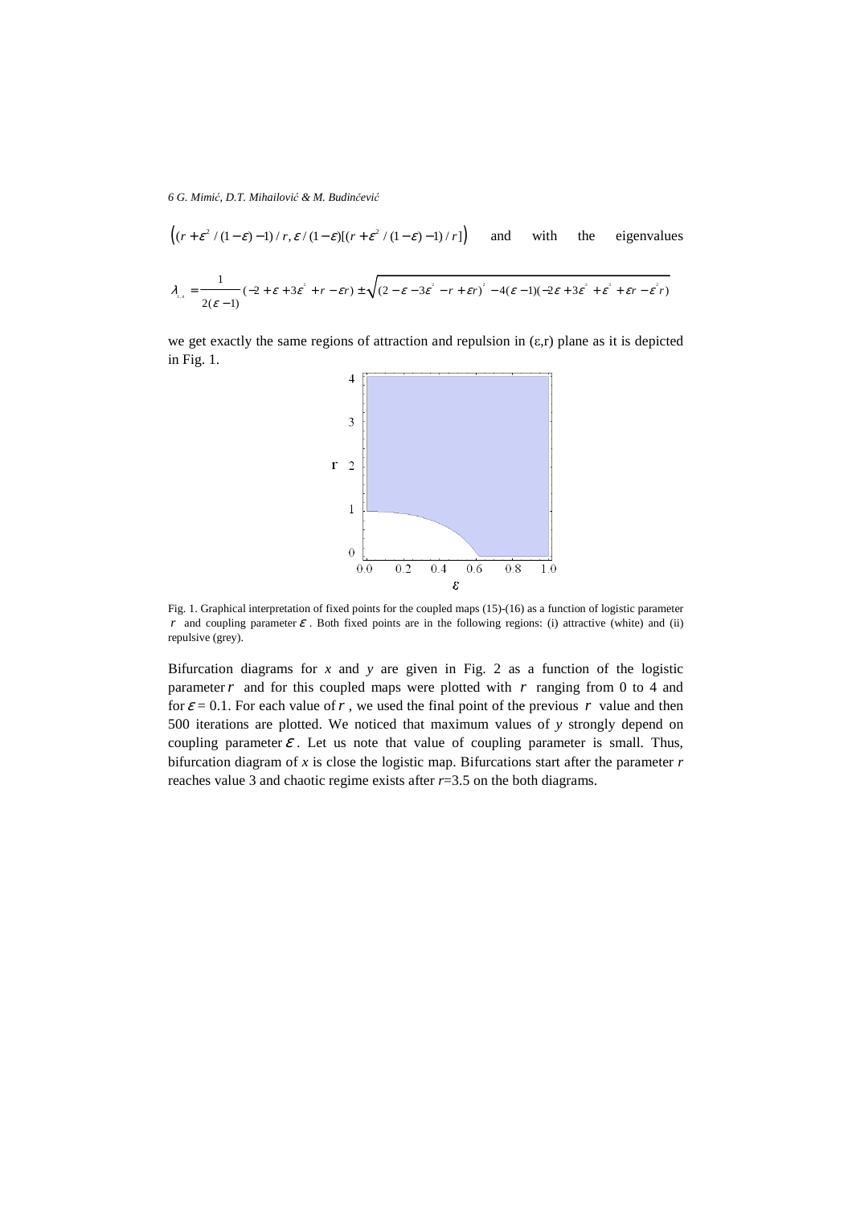$\left((r+\varepsilon^2/(1-\varepsilon)-1)/r, \varepsilon/(1-\varepsilon)[(r+\varepsilon^2/(1-\varepsilon)-1)/r]\right)$ and with the eigenvalues

$$\lambda_{3,4} = \frac{1}{2(\varepsilon-1)}(-2+\varepsilon+3\varepsilon^2+r-\varepsilon r) \pm \sqrt{(2-\varepsilon-3\varepsilon^2-r+\varepsilon r)^2 - 4(\varepsilon-1)(-2\varepsilon+3\varepsilon^2+\varepsilon^3+\varepsilon r-\varepsilon^2 r)}$$

we get exactly the same regions of attraction and repulsion in (ε,r) plane as it is depicted in Fig. 1.

Fig. 1. Graphical interpretation of fixed points for the coupled maps (15)-(16) as a function of logistic parameter $r$ and coupling parameter $\varepsilon$. Both fixed points are in the following regions: (i) attractive (white) and (ii) repulsive (grey).

Bifurcation diagrams for *x* and *y* are given in Fig. 2 as a function of the logistic parameter $r$ and for this coupled maps were plotted with $r$ ranging from 0 to 4 and for $\varepsilon = 0.1$. For each value of $r$, we used the final point of the previous $r$ value and then 500 iterations are plotted. We noticed that maximum values of *y* strongly depend on coupling parameter $\varepsilon$. Let us note that value of coupling parameter is small. Thus, bifurcation diagram of *x* is close the logistic map. Bifurcations start after the parameter *r* reaches value 3 and chaotic regime exists after *r*=3.5 on the both diagrams.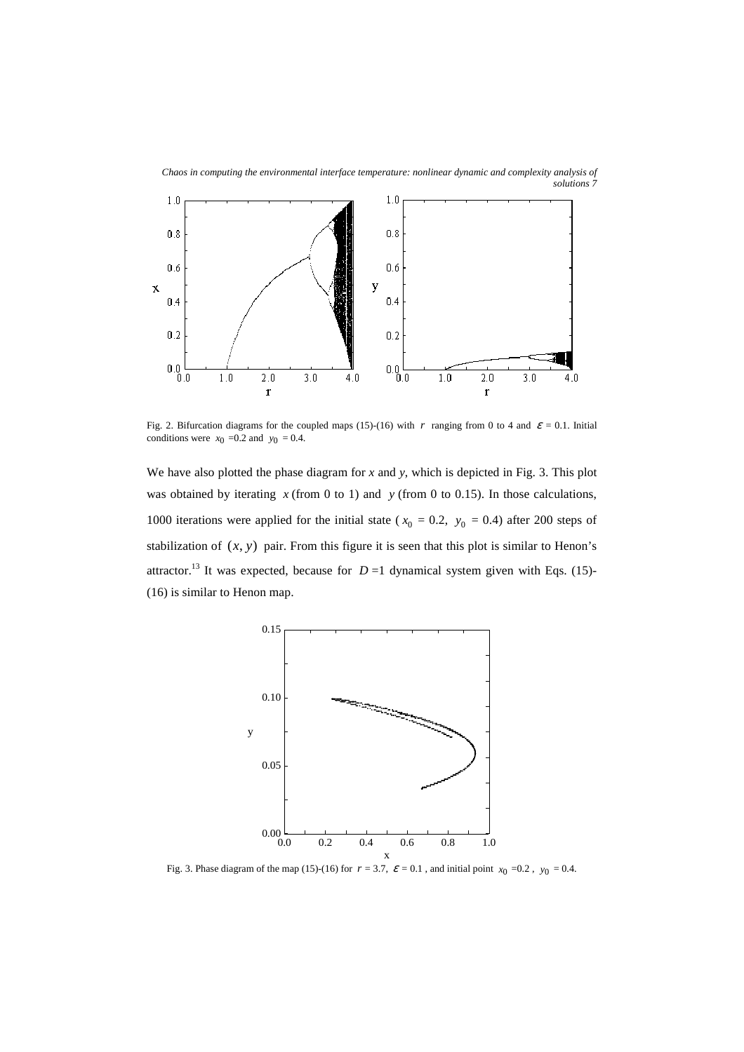Fig. 2. Bifurcation diagrams for the coupled maps (15)-(16) with $r$ ranging from 0 to 4 and $\varepsilon$ = 0.1. Initial conditions were $x_0$ =0.2 and $y_0$ = 0.4.

We have also plotted the phase diagram for $x$ and $y$, which is depicted in Fig. 3. This plot was obtained by iterating $x$ (from 0 to 1) and $y$ (from 0 to 0.15). In those calculations, 1000 iterations were applied for the initial state ($x_0$ = 0.2, $y_0$ = 0.4) after 200 steps of stabilization of $(x, y)$ pair. From this figure it is seen that this plot is similar to Henon's attractor.[13] It was expected, because for $D$ =1 dynamical system given with Eqs. (15)-(16) is similar to Henon map.

Fig. 3. Phase diagram of the map (15)-(16) for $r$ = 3.7, $\varepsilon$ = 0.1 , and initial point $x_0$ =0.2 , $y_0$ = 0.4.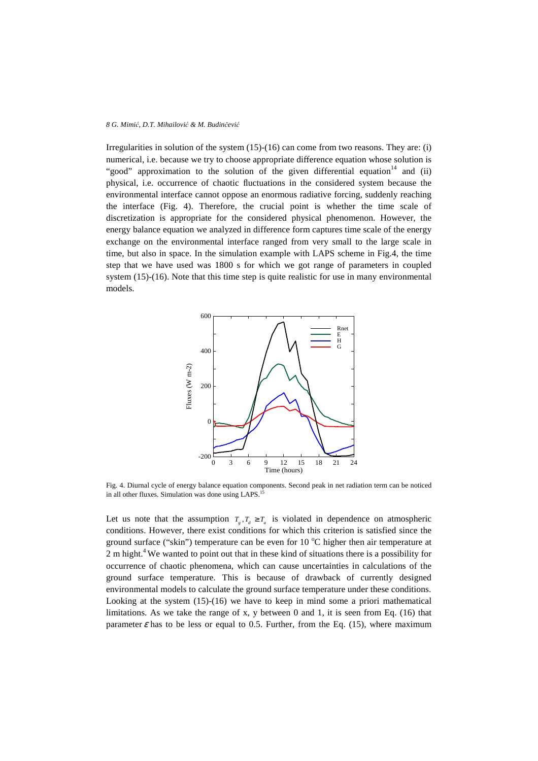Irregularities in solution of the system (15)-(16) can come from two reasons. They are: (i) numerical, i.e. because we try to choose appropriate difference equation whose solution is "good" approximation to the solution of the given differential equation[14] and (ii) physical, i.e. occurrence of chaotic fluctuations in the considered system because the environmental interface cannot oppose an enormous radiative forcing, suddenly reaching the interface (Fig. 4). Therefore, the crucial point is whether the time scale of discretization is appropriate for the considered physical phenomenon. However, the energy balance equation we analyzed in difference form captures time scale of the energy exchange on the environmental interface ranged from very small to the large scale in time, but also in space. In the simulation example with LAPS scheme in Fig.4, the time step that we have used was 1800 s for which we got range of parameters in coupled system (15)-(16). Note that this time step is quite realistic for use in many environmental models.

Fig. 4. Diurnal cycle of energy balance equation components. Second peak in net radiation term can be noticed in all other fluxes. Simulation was done using LAPS.[15]

Let us note that the assumption $T_g, T_d \geq T_a$ is violated in dependence on atmospheric conditions. However, there exist conditions for which this criterion is satisfied since the ground surface ("skin") temperature can be even for 10 °C higher then air temperature at 2 m hight.[4] We wanted to point out that in these kind of situations there is a possibility for occurrence of chaotic phenomena, which can cause uncertainties in calculations of the ground surface temperature. This is because of drawback of currently designed environmental models to calculate the ground surface temperature under these conditions. Looking at the system (15)-(16) we have to keep in mind some a priori mathematical limitations. As we take the range of x, y between 0 and 1, it is seen from Eq. (16) that parameter $\varepsilon$ has to be less or equal to 0.5. Further, from the Eq. (15), where maximum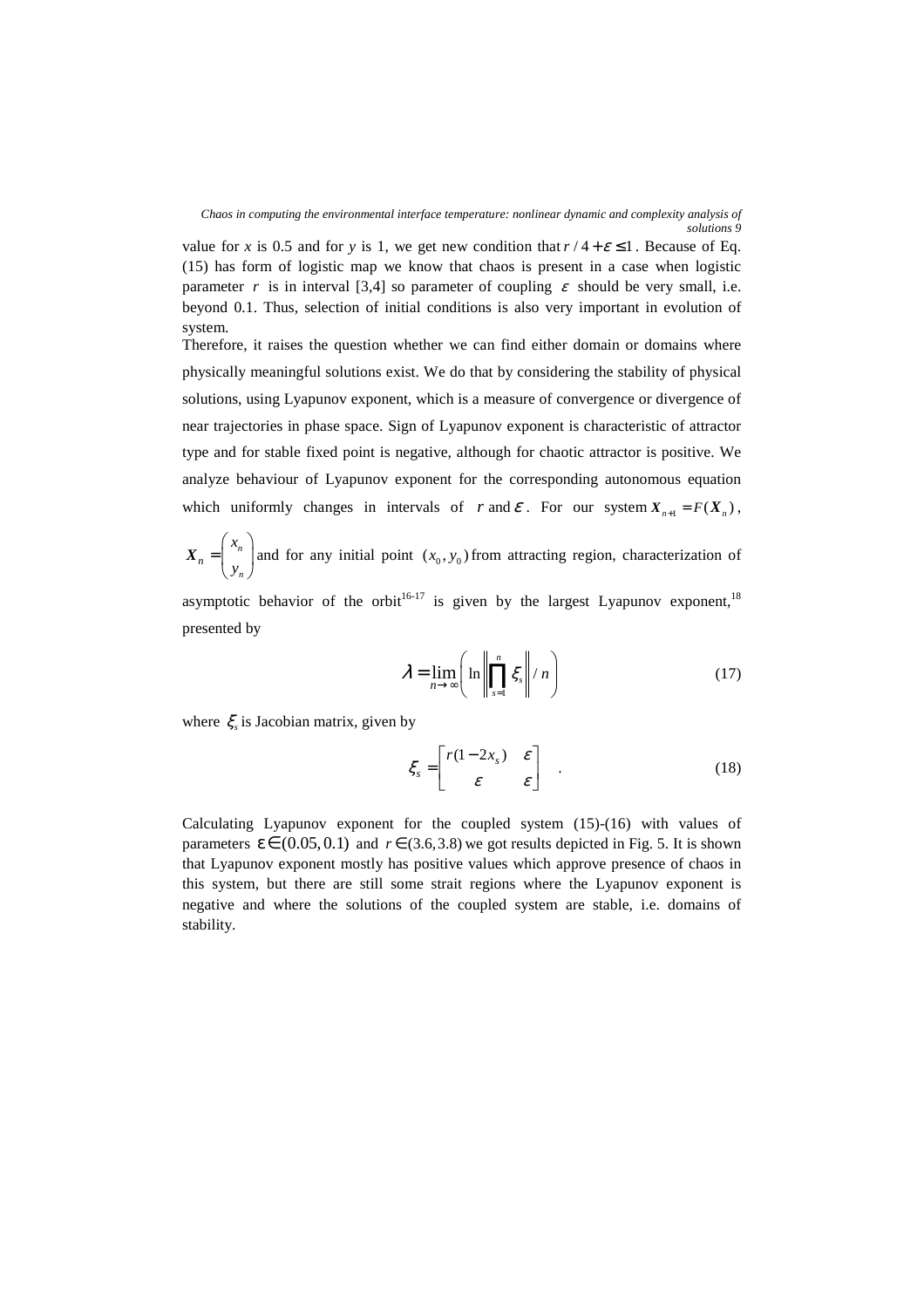value for *x* is 0.5 and for *y* is 1, we get new condition that $r/4+\varepsilon \le 1$. Because of Eq. (15) has form of logistic map we know that chaos is present in a case when logistic parameter $r$ is in interval [3,4] so parameter of coupling $\varepsilon$ should be very small, i.e. beyond 0.1. Thus, selection of initial conditions is also very important in evolution of system.

Therefore, it raises the question whether we can find either domain or domains where physically meaningful solutions exist. We do that by considering the stability of physical solutions, using Lyapunov exponent, which is a measure of convergence or divergence of near trajectories in phase space. Sign of Lyapunov exponent is characteristic of attractor type and for stable fixed point is negative, although for chaotic attractor is positive. We analyze behaviour of Lyapunov exponent for the corresponding autonomous equation which uniformly changes in intervals of $r$ and $\varepsilon$. For our system $\boldsymbol{X}_{n+1} = F(\boldsymbol{X}_n)$, $\boldsymbol{X}_n = \begin{pmatrix} x_n \\ y_n \end{pmatrix}$ and for any initial point $(x_0, y_0)$ from attracting region, characterization of asymptotic behavior of the orbit[16-17] is given by the largest Lyapunov exponent,[18] presented by

$$\lambda = \lim_{n\to\infty}\left( \ln \left\| \prod_{s=1}^{n} \xi_s \right\| / n \right) \tag{17}$$

where $\xi_s$ is Jacobian matrix, given by

$$\xi_s = \begin{bmatrix} r(1-2x_s) & \varepsilon \\ \varepsilon & \varepsilon \end{bmatrix} \quad . \tag{18}$$

Calculating Lyapunov exponent for the coupled system (15)-(16) with values of parameters $\varepsilon \in (0.05, 0.1)$ and $r \in (3.6, 3.8)$ we got results depicted in Fig. 5. It is shown that Lyapunov exponent mostly has positive values which approve presence of chaos in this system, but there are still some strait regions where the Lyapunov exponent is negative and where the solutions of the coupled system are stable, i.e. domains of stability.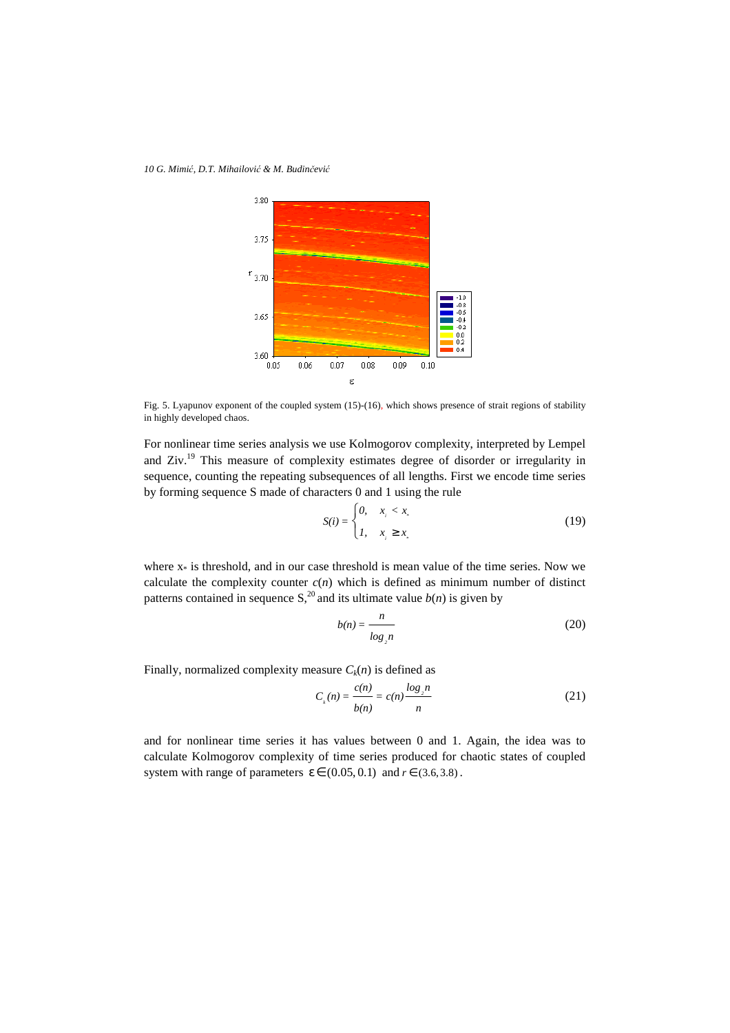Fig. 5. Lyapunov exponent of the coupled system (15)-(16), which shows presence of strait regions of stability in highly developed chaos.

For nonlinear time series analysis we use Kolmogorov complexity, interpreted by Lempel and Ziv.[19] This measure of complexity estimates degree of disorder or irregularity in sequence, counting the repeating subsequences of all lengths. First we encode time series by forming sequence S made of characters 0 and 1 using the rule

$$S(i) = \begin{cases} 0, & x_i < x_* \\ 1, & x_i \geq x_* \end{cases} \tag{19}$$

where $x_*$ is threshold, and in our case threshold is mean value of the time series. Now we calculate the complexity counter $c(n)$ which is defined as minimum number of distinct patterns contained in sequence S,[20] and its ultimate value $b(n)$ is given by

$$b(n) = \frac{n}{\log_2 n} \tag{20}$$

Finally, normalized complexity measure $C_k(n)$ is defined as

$$C_k(n) = \frac{c(n)}{b(n)} = c(n)\frac{\log_2 n}{n} \tag{21}$$

and for nonlinear time series it has values between 0 and 1. Again, the idea was to calculate Kolmogorov complexity of time series produced for chaotic states of coupled system with range of parameters $\varepsilon \in (0.05, 0.1)$ and $r \in (3.6, 3.8)$.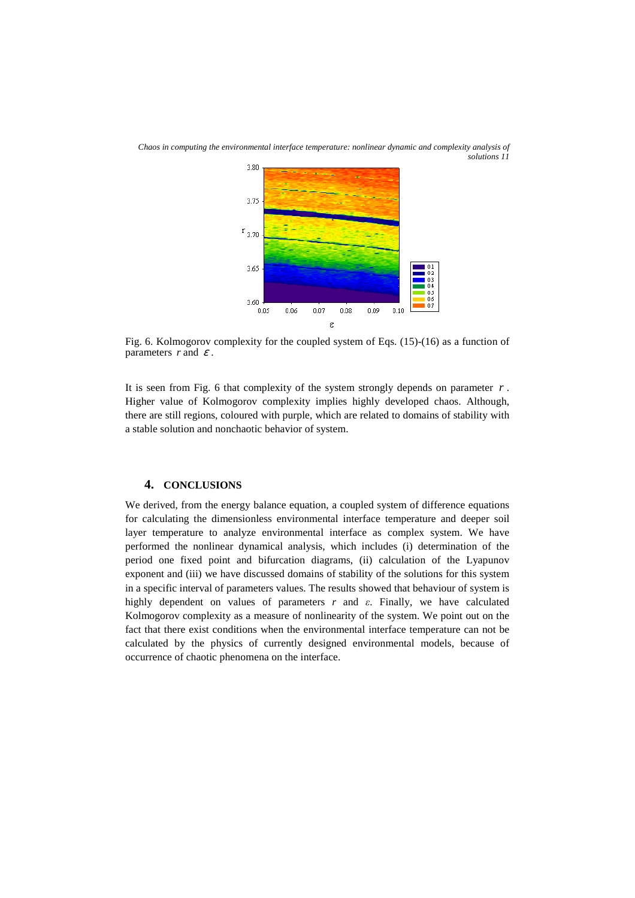Fig. 6. Kolmogorov complexity for the coupled system of Eqs. (15)-(16) as a function of parameters $r$ and $\varepsilon$.

It is seen from Fig. 6 that complexity of the system strongly depends on parameter $r$. Higher value of Kolmogorov complexity implies highly developed chaos. Although, there are still regions, coloured with purple, which are related to domains of stability with a stable solution and nonchaotic behavior of system.

## 4. CONCLUSIONS

We derived, from the energy balance equation, a coupled system of difference equations for calculating the dimensionless environmental interface temperature and deeper soil layer temperature to analyze environmental interface as complex system. We have performed the nonlinear dynamical analysis, which includes (i) determination of the period one fixed point and bifurcation diagrams, (ii) calculation of the Lyapunov exponent and (iii) we have discussed domains of stability of the solutions for this system in a specific interval of parameters values. The results showed that behaviour of system is highly dependent on values of parameters $r$ and $\varepsilon$. Finally, we have calculated Kolmogorov complexity as a measure of nonlinearity of the system. We point out on the fact that there exist conditions when the environmental interface temperature can not be calculated by the physics of currently designed environmental models, because of occurrence of chaotic phenomena on the interface.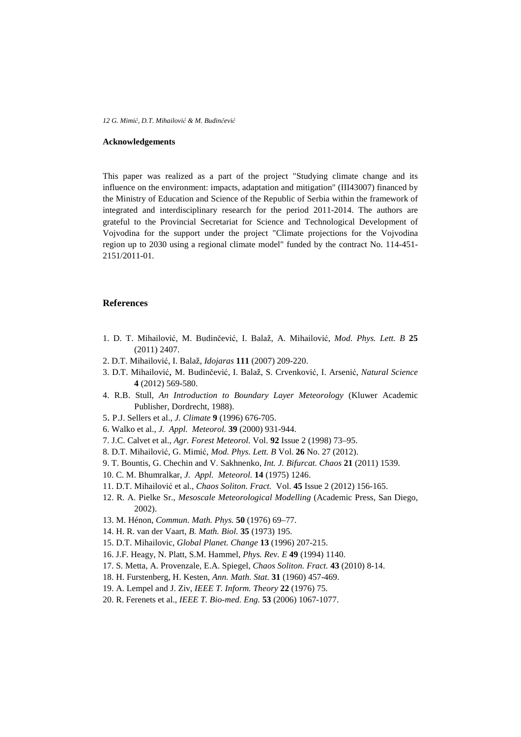## Acknowledgements

This paper was realized as a part of the project "Studying climate change and its influence on the environment: impacts, adaptation and mitigation" (III43007) financed by the Ministry of Education and Science of the Republic of Serbia within the framework of integrated and interdisciplinary research for the period 2011-2014. The authors are grateful to the Provincial Secretariat for Science and Technological Development of Vojvodina for the support under the project "Climate projections for the Vojvodina region up to 2030 using a regional climate model" funded by the contract No. 114-451-2151/2011-01.

## References

1. D. T. Mihailović, M. Budinčević, I. Balaž, A. Mihailović, *Mod. Phys. Lett. B* **25** (2011) 2407.
2. D.T. Mihailović, I. Balaž, *Idojaras* **111** (2007) 209-220.
3. D.T. Mihailović, M. Budinčević, I. Balaž, S. Crvenković, I. Arsenić, *Natural Science* **4** (2012) 569-580.
4. R.B. Stull, *An Introduction to Boundary Layer Meteorology* (Kluwer Academic Publisher, Dordrecht, 1988).
5. P.J. Sellers et al., *J. Climate* **9** (1996) 676-705.
6. Walko et al., *J. Appl. Meteorol.* **39** (2000) 931-944.
7. J.C. Calvet et al., *Agr. Forest Meteorol.* Vol. **92** Issue 2 (1998) 73–95.
8. D.T. Mihailović, G. Mimić, *Mod. Phys. Lett. B* Vol. **26** No. 27 (2012).
9. T. Bountis, G. Chechin and V. Sakhnenko, *Int. J. Bifurcat. Chaos* **21** (2011) 1539.
10. C. M. Bhumralkar, *J. Appl. Meteorol.* **14** (1975) 1246.
11. D.T. Mihailović et al., *Chaos Soliton. Fract.* Vol. **45** Issue 2 (2012) 156-165.
12. R. A. Pielke Sr., *Mesoscale Meteorological Modelling* (Academic Press, San Diego, 2002).
13. M. Hénon, *Commun. Math. Phys.* **50** (1976) 69–77.
14. H. R. van der Vaart, *B. Math. Biol.* **35** (1973) 195.
15. D.T. Mihailovic, *Global Planet. Change* **13** (1996) 207-215.
16. J.F. Heagy, N. Platt, S.M. Hammel, *Phys. Rev. E* **49** (1994) 1140.
17. S. Metta, A. Provenzale, E.A. Spiegel, *Chaos Soliton. Fract.* **43** (2010) 8-14.
18. H. Furstenberg, H. Kesten, *Ann. Math. Stat.* **31** (1960) 457-469.
19. A. Lempel and J. Ziv, *IEEE T. Inform. Theory* **22** (1976) 75.
20. R. Ferenets et al., *IEEE T. Bio-med. Eng.* **53** (2006) 1067-1077.